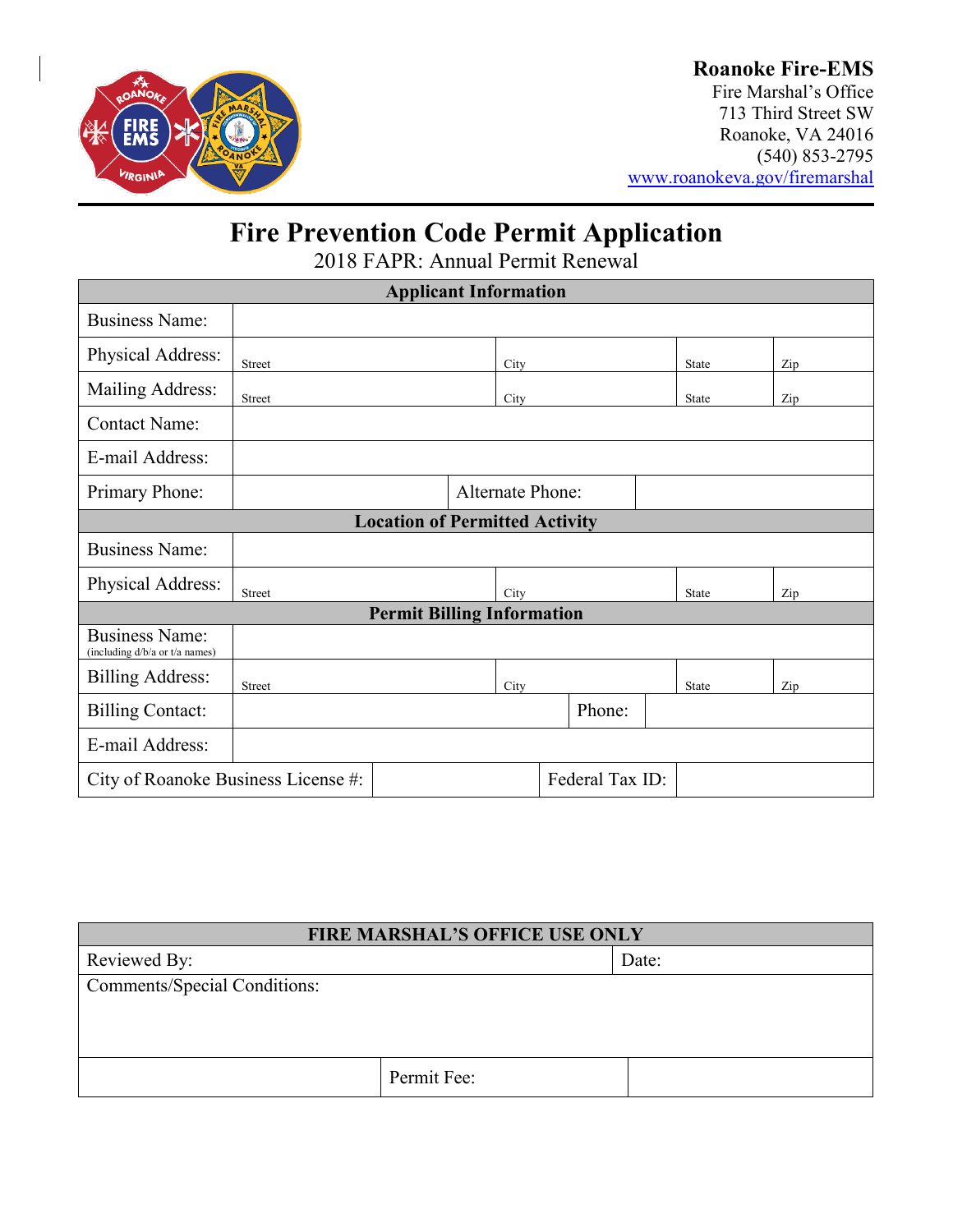**Roanoke Fire-EMS**
Fire Marshal's Office
713 Third Street SW
Roanoke, VA 24016
(540) 853-2795
www.roanokeva.gov/firemarshal

# Fire Prevention Code Permit Application

2018 FAPR: Annual Permit Renewal

| **Applicant Information** | | | | |
|---|---|---|---|---|
| Business Name: | | | | |
| Physical Address: | Street | City | State | Zip |
| Mailing Address: | Street | City | State | Zip |
| Contact Name: | | | | |
| E-mail Address: | | | | |
| Primary Phone: | | Alternate Phone: | | |
| **Location of Permitted Activity** | | | | |
| Business Name: | | | | |
| Physical Address: | Street | City | State | Zip |
| **Permit Billing Information** | | | | |
| Business Name: (including d/b/a or t/a names) | | | | |
| Billing Address: | Street | City | State | Zip |
| Billing Contact: | | Phone: | | |
| E-mail Address: | | | | |
| City of Roanoke Business License #: | | Federal Tax ID: | | |

| **FIRE MARSHAL'S OFFICE USE ONLY** | | |
|---|---|---|
| Reviewed By: | | Date: |
| Comments/Special Conditions: | | |
| | Permit Fee: | |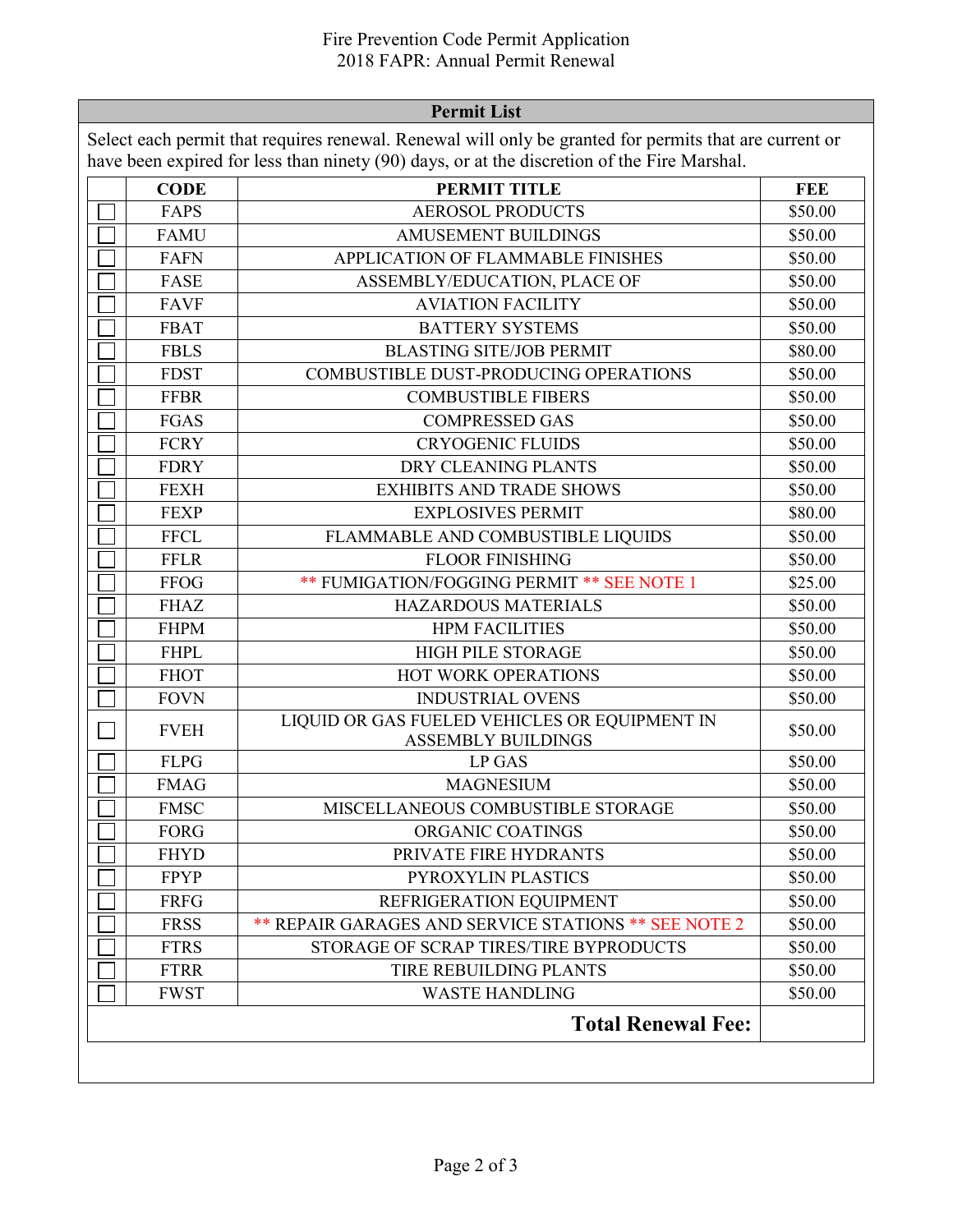Fire Prevention Code Permit Application
2018 FAPR: Annual Permit Renewal

## Permit List

Select each permit that requires renewal. Renewal will only be granted for permits that are current or have been expired for less than ninety (90) days, or at the discretion of the Fire Marshal.

| | CODE | PERMIT TITLE | FEE |
|---|---|---|---|
| ☐ | FAPS | AEROSOL PRODUCTS | $50.00 |
| ☐ | FAMU | AMUSEMENT BUILDINGS | $50.00 |
| ☐ | FAFN | APPLICATION OF FLAMMABLE FINISHES | $50.00 |
| ☐ | FASE | ASSEMBLY/EDUCATION, PLACE OF | $50.00 |
| ☐ | FAVF | AVIATION FACILITY | $50.00 |
| ☐ | FBAT | BATTERY SYSTEMS | $50.00 |
| ☐ | FBLS | BLASTING SITE/JOB PERMIT | $80.00 |
| ☐ | FDST | COMBUSTIBLE DUST-PRODUCING OPERATIONS | $50.00 |
| ☐ | FFBR | COMBUSTIBLE FIBERS | $50.00 |
| ☐ | FGAS | COMPRESSED GAS | $50.00 |
| ☐ | FCRY | CRYOGENIC FLUIDS | $50.00 |
| ☐ | FDRY | DRY CLEANING PLANTS | $50.00 |
| ☐ | FEXH | EXHIBITS AND TRADE SHOWS | $50.00 |
| ☐ | FEXP | EXPLOSIVES PERMIT | $80.00 |
| ☐ | FFCL | FLAMMABLE AND COMBUSTIBLE LIQUIDS | $50.00 |
| ☐ | FFLR | FLOOR FINISHING | $50.00 |
| ☐ | FFOG | ** FUMIGATION/FOGGING PERMIT ** SEE NOTE 1 | $25.00 |
| ☐ | FHAZ | HAZARDOUS MATERIALS | $50.00 |
| ☐ | FHPM | HPM FACILITIES | $50.00 |
| ☐ | FHPL | HIGH PILE STORAGE | $50.00 |
| ☐ | FHOT | HOT WORK OPERATIONS | $50.00 |
| ☐ | FOVN | INDUSTRIAL OVENS | $50.00 |
| ☐ | FVEH | LIQUID OR GAS FUELED VEHICLES OR EQUIPMENT IN ASSEMBLY BUILDINGS | $50.00 |
| ☐ | FLPG | LP GAS | $50.00 |
| ☐ | FMAG | MAGNESIUM | $50.00 |
| ☐ | FMSC | MISCELLANEOUS COMBUSTIBLE STORAGE | $50.00 |
| ☐ | FORG | ORGANIC COATINGS | $50.00 |
| ☐ | FHYD | PRIVATE FIRE HYDRANTS | $50.00 |
| ☐ | FPYP | PYROXYLIN PLASTICS | $50.00 |
| ☐ | FRFG | REFRIGERATION EQUIPMENT | $50.00 |
| ☐ | FRSS | ** REPAIR GARAGES AND SERVICE STATIONS ** SEE NOTE 2 | $50.00 |
| ☐ | FTRS | STORAGE OF SCRAP TIRES/TIRE BYPRODUCTS | $50.00 |
| ☐ | FTRR | TIRE REBUILDING PLANTS | $50.00 |
| ☐ | FWST | WASTE HANDLING | $50.00 |
| | | **Total Renewal Fee:** | |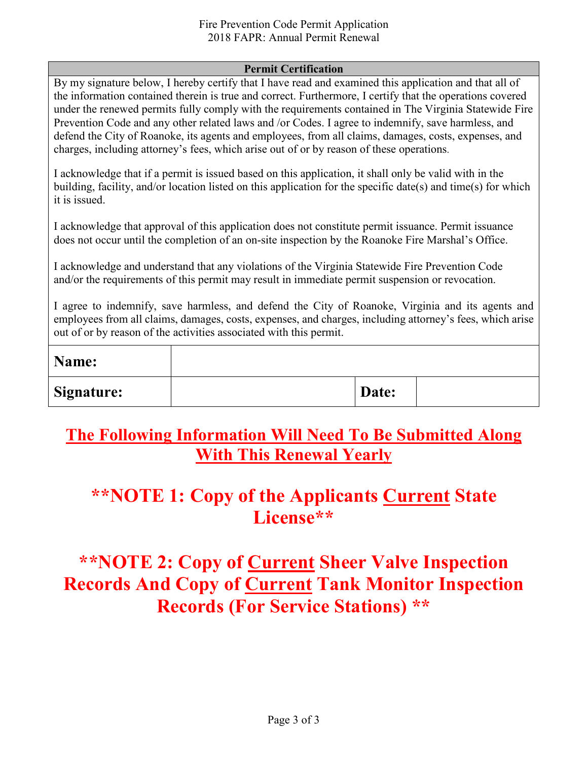Fire Prevention Code Permit Application
2018 FAPR: Annual Permit Renewal

| Permit Certification |
|---|
| By my signature below, I hereby certify that I have read and examined this application and that all of the information contained therein is true and correct. Furthermore, I certify that the operations covered under the renewed permits fully comply with the requirements contained in The Virginia Statewide Fire Prevention Code and any other related laws and /or Codes. I agree to indemnify, save harmless, and defend the City of Roanoke, its agents and employees, from all claims, damages, costs, expenses, and charges, including attorney's fees, which arise out of or by reason of these operations. |
| I acknowledge that if a permit is issued based on this application, it shall only be valid with in the building, facility, and/or location listed on this application for the specific date(s) and time(s) for which it is issued. |
| I acknowledge that approval of this application does not constitute permit issuance. Permit issuance does not occur until the completion of an on-site inspection by the Roanoke Fire Marshal's Office. |
| I acknowledge and understand that any violations of the Virginia Statewide Fire Prevention Code and/or the requirements of this permit may result in immediate permit suspension or revocation. |
| I agree to indemnify, save harmless, and defend the City of Roanoke, Virginia and its agents and employees from all claims, damages, costs, expenses, and charges, including attorney's fees, which arise out of or by reason of the activities associated with this permit. |

| | | | |
|---|---|---|---|
| **Name:** | | | |
| **Signature:** | | **Date:** | |

## The Following Information Will Need To Be Submitted Along With This Renewal Yearly

## **NOTE 1: Copy of the Applicants Current State License**

## **NOTE 2: Copy of Current Sheer Valve Inspection Records And Copy of Current Tank Monitor Inspection Records (For Service Stations) **